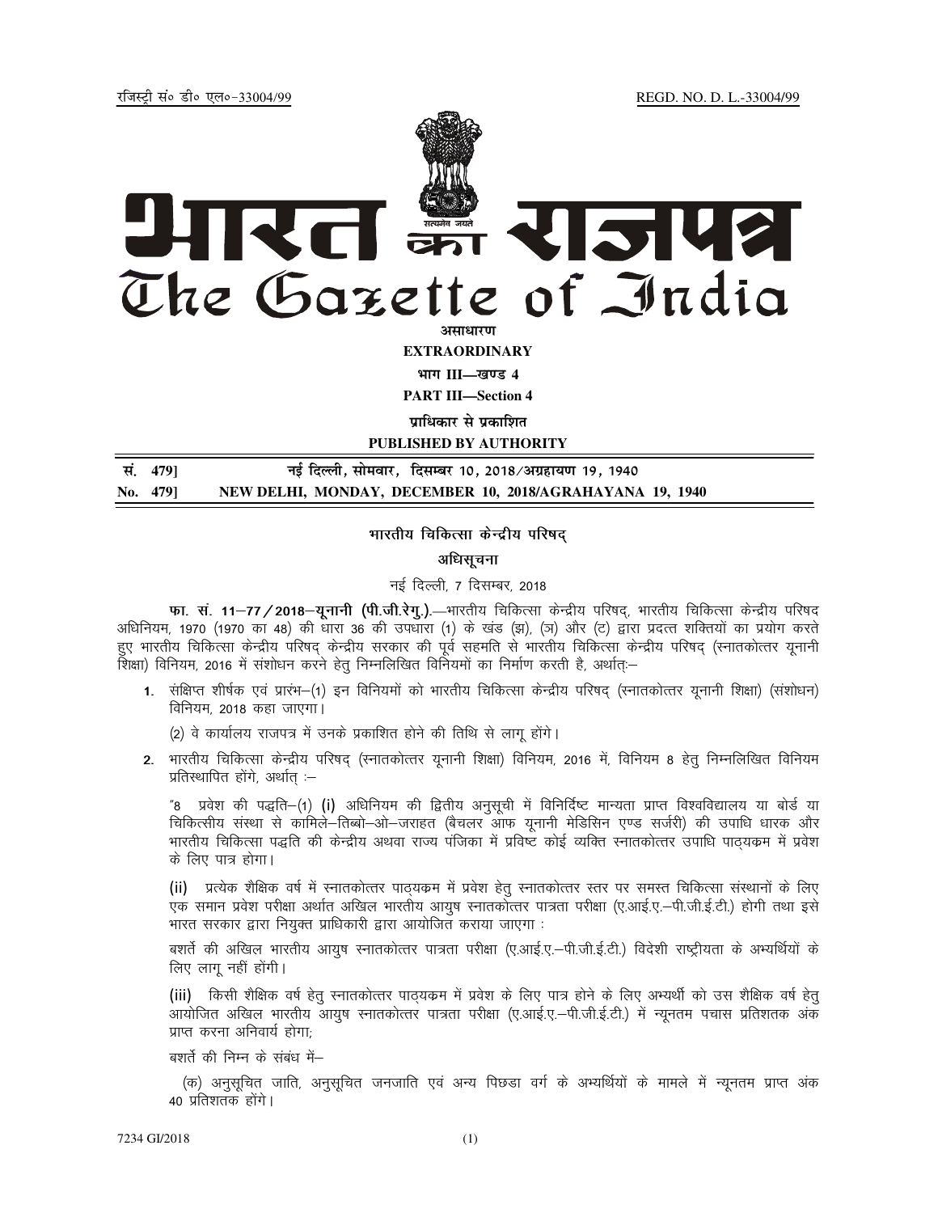रजिस्ट्री सं० डी० एल०-33004/99 REGD. NO. D. L.-33004/99

# भारत का राजपत्र
# The Gazette of India

**असाधारण**

**EXTRAORDINARY**

**भाग III—खण्ड 4**

**PART III—Section 4**

**प्राधिकार से प्रकाशित**

**PUBLISHED BY AUTHORITY**

| सं. 479] | नई दिल्ली, सोमवार, दिसम्बर 10, 2018/अग्रहायण 19, 1940 |
|---|---|
| No. 479] | NEW DELHI, MONDAY, DECEMBER 10, 2018/AGRAHAYANA 19, 1940 |

## भारतीय चिकित्सा केन्द्रीय परिषद्

### अधिसूचना

नई दिल्ली, 7 दिसम्बर, 2018

**फा. सं. 11–77/2018–यूनानी (पी.जी.रेगु.).**—भारतीय चिकित्सा केन्द्रीय परिषद्, भारतीय चिकित्सा केन्द्रीय परिषद अधिनियम, 1970 (1970 का 48) की धारा 36 की उपधारा (1) के खंड (झ), (ञ) और (ट) द्वारा प्रदत्त शक्तियों का प्रयोग करते हुए भारतीय चिकित्सा केन्द्रीय परिषद् केन्द्रीय सरकार की पूर्व सहमति से भारतीय चिकित्सा केन्द्रीय परिषद् (स्नातकोत्तर यूनानी शिक्षा) विनियम, 2016 में संशोधन करने हेतु निम्नलिखित विनियमों का निर्माण करती है, अर्थात्:–

1. संक्षिप्त शीर्षक एवं प्रारंभ–(1) इन विनियमों को भारतीय चिकित्सा केन्द्रीय परिषद् (स्नातकोत्तर यूनानी शिक्षा) (संशोधन) विनियम, 2018 कहा जाएगा।

   (2) वे कार्यालय राजपत्र में उनके प्रकाशित होने की तिथि से लागू होंगे।

2. भारतीय चिकित्सा केन्द्रीय परिषद् (स्नातकोत्तर यूनानी शिक्षा) विनियम, 2016 में, विनियम 8 हेतु निम्नलिखित विनियम प्रतिस्थापित होंगे, अर्थात् :–

"8 प्रवेश की पद्धति–(1) (i) अधिनियम की द्वितीय अनुसूची में विनिर्दिष्ट मान्यता प्राप्त विश्वविद्यालय या बोर्ड या चिकित्सीय संस्था से कामिले–तिब्बो–ओ–जराहत (बैचलर आफ यूनानी मेडिसिन एण्ड सर्जरी) की उपाधि धारक और भारतीय चिकित्सा पद्धति की केन्द्रीय अथवा राज्य पंजिका में प्रविष्ट कोई व्यक्ति स्नातकोत्तर उपाधि पाठ्यक्रम में प्रवेश के लिए पात्र होगा।

(ii) प्रत्येक शैक्षिक वर्ष में स्नातकोत्तर पाठ्यक्रम में प्रवेश हेतु स्नातकोत्तर स्तर पर समस्त चिकित्सा संस्थानों के लिए एक समान प्रवेश परीक्षा अर्थात अखिल भारतीय आयुष स्नातकोत्तर पात्रता परीक्षा (ए.आई.ए.–पी.जी.ई.टी.) होगी तथा इसे भारत सरकार द्वारा नियुक्त प्राधिकारी द्वारा आयोजित कराया जाएगा :

बशर्ते की अखिल भारतीय आयुष स्नातकोत्तर पात्रता परीक्षा (ए.आई.ए.–पी.जी.ई.टी.) विदेशी राष्ट्रीयता के अभ्यर्थियों के लिए लागू नहीं होंगी।

(iii) किसी शैक्षिक वर्ष हेतु स्नातकोत्तर पाठ्यक्रम में प्रवेश के लिए पात्र होने के लिए अभ्यर्थी को उस शैक्षिक वर्ष हेतु आयोजित अखिल भारतीय आयुष स्नातकोत्तर पात्रता परीक्षा (ए.आई.ए.–पी.जी.ई.टी.) में न्यूनतम पचास प्रतिशतक अंक प्राप्त करना अनिवार्य होगा;

बशर्ते की निम्न के संबंध में–

(क) अनुसूचित जाति, अनुसूचित जनजाति एवं अन्य पिछडा वर्ग के अभ्यर्थियों के मामले में न्यूनतम प्राप्त अंक 40 प्रतिशतक होंगे।

7234 GI/2018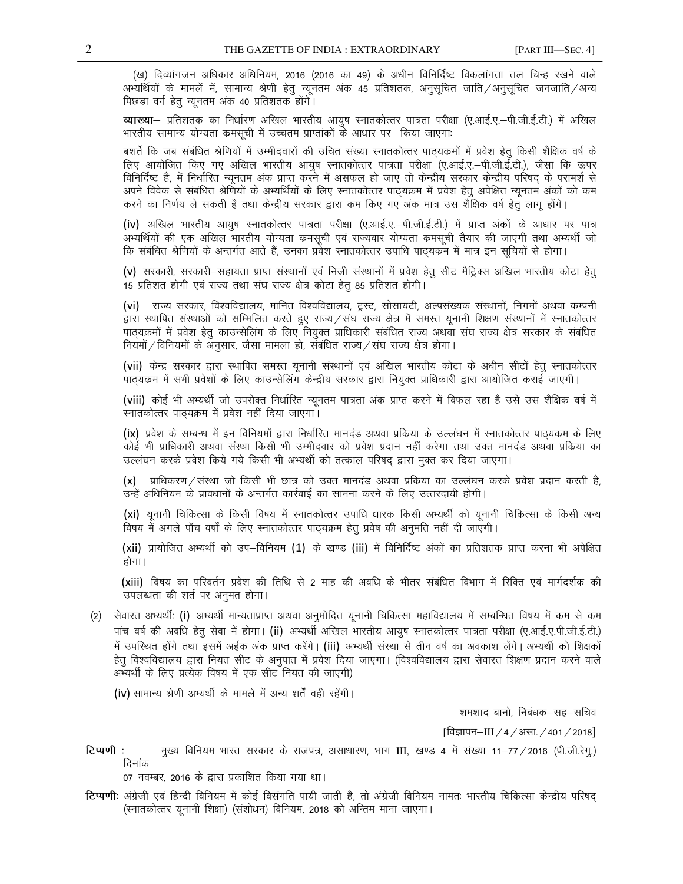(ख) दिव्यांगजन अधिकार अधिनियम, 2016 (2016 का 49) के अधीन विनिर्दिष्ट विकलांगता तल चिन्ह रखने वाले अभ्यर्थियों के मामलें में, सामान्य श्रेणी हेतु न्यूनतम अंक 45 प्रतिशतक, अनुसूचित जाति/अनुसूचित जनजाति/अन्य पिछड़ा वर्ग हेतु न्यूनतम अंक 40 प्रतिशतक होंगे।

**व्याख्या**– प्रतिशतक का निर्धारण अखिल भारतीय आयुष स्नातकोत्तर पात्रता परीक्षा (ए.आई.ए.–पी.जी.ई.टी.) में अखिल भारतीय सामान्य योग्यता कमसूची में उच्चतम प्राप्तांकों के आधार पर किया जाएगाः

बशर्ते कि जब संबंधित श्रेणियों में उम्मीदवारों की उचित संख्या स्नातकोत्तर पाठ्यकमों में प्रवेश हेतु किसी शैक्षिक वर्ष के लिए आयोजित किए गए अखिल भारतीय आयुष स्नातकोत्तर पात्रता परीक्षा (ए.आई.ए.–पी.जी.ई.टी.), जैसा कि ऊपर विनिर्दिष्ट है, में निर्धारित न्यूनतम अंक प्राप्त करने में असफल हो जाए तो केन्द्रीय सरकार केन्द्रीय परिषद् के परामर्श से अपने विवेक से संबंधित श्रेणियों के अभ्यर्थियों के लिए स्नातकोत्तर पाठ्यक्रम में प्रवेश हेतु अपेक्षित न्यूनतम अंकों को कम करने का निर्णय ले सकती है तथा केन्द्रीय सरकार द्वारा कम किए गए अंक मात्र उस शैक्षिक वर्ष हेतु लागू होंगे।

(iv) अखिल भारतीय आयुष स्नातकोत्तर पात्रता परीक्षा (ए.आई.ए.–पी.जी.ई.टी.) में प्राप्त अंकों के आधार पर पात्र अभ्यर्थियों की एक अखिल भारतीय योग्यता कमसूची एवं राज्यवार योग्यता कमसूची तैयार की जाएगी तथा अभ्यर्थी जो कि संबंधित श्रेणियों के अन्तर्गत आते हैं, उनका प्रवेश स्नातकोत्तर उपाधि पाठ्यकम में मात्र इन सूचियों से होगा।

(v) सरकारी, सरकारी–सहायता प्राप्त संस्थानों एवं निजी संस्थानों में प्रवेश हेतु सीट मैट्रिक्स अखिल भारतीय कोटा हेतु 15 प्रतिशत होगी एवं राज्य तथा संघ राज्य क्षेत्र कोटा हेतु 85 प्रतिशत होगी।

(vi) राज्य सरकार, विश्वविद्यालय, मानित विश्वविद्यालय, ट्रस्ट, सोसायटी, अल्पसंख्यक संस्थानों, निगमों अथवा कम्पनी द्वारा स्थापित संस्थाओं को सम्मिलित करते हुए राज्य/संघ राज्य क्षेत्र में समस्त यूनानी शिक्षण संस्थानों में स्नातकोत्तर पाठ्यक्रमों में प्रवेश हेतु काउन्सेलिंग के लिए नियुक्त प्राधिकारी संबंधित राज्य अथवा संघ राज्य क्षेत्र सरकार के संबंधित नियमों/विनियमों के अनुसार, जैसा मामला हो, संबंधित राज्य/संघ राज्य क्षेत्र होगा।

(vii) केन्द्र सरकार द्वारा स्थापित समस्त यूनानी संस्थानों एवं अखिल भारतीय कोटा के अधीन सीटों हेतु स्नातकोत्तर पाठ्यकम में सभी प्रवेशों के लिए काउन्सेलिंग केन्द्रीय सरकार द्वारा नियुक्त प्राधिकारी द्वारा आयोजित कराई जाएगी।

(viii) कोई भी अभ्यर्थी जो उपरोक्त निर्धारित न्यूनतम पात्रता अंक प्राप्त करने में विफल रहा है उसे उस शैक्षिक वर्ष में स्नातकोत्तर पाठ्यक्रम में प्रवेश नहीं दिया जाएगा।

(ix) प्रवेश के सम्बन्ध में इन विनियमों द्वारा निर्धारित मानदंड अथवा प्रकिया के उल्लंघन में स्नातकोत्तर पाठ्यकम के लिए कोई भी प्राधिकारी अथवा संस्था किसी भी उम्मीदवार को प्रवेश प्रदान नहीं करेगा तथा उक्त मानदंड अथवा प्रकिया का उल्लंघन करके प्रवेश किये गये किसी भी अभ्यर्थी को तत्काल परिषद् द्वारा मुक्त कर दिया जाएगा।

(x) प्राधिकरण/संस्था जो किसी भी छात्र को उक्त मानदंड अथवा प्रकिया का उल्लंघन करके प्रवेश प्रदान करती है, उन्हें अधिनियम के प्रावधानों के अन्तर्गत कार्रवाई का सामना करने के लिए उत्तरदायी होगी।

(xi) यूनानी चिकित्सा के किसी विषय में स्नातकोत्तर उपाधि धारक किसी अभ्यर्थी को यूनानी चिकित्सा के किसी अन्य विषय में अगले पॉच वर्षों के लिए स्नातकोत्तर पाठ्यक्रम हेतु प्रवेष की अनुमति नहीं दी जाएगी।

(xii) प्रायोजित अभ्यर्थी को उप–विनियम (1) के खण्ड (iii) में विनिर्दिष्ट अंकों का प्रतिशतक प्राप्त करना भी अपेक्षित होगा।

(xiii) विषय का परिवर्तन प्रवेश की तिथि से 2 माह की अवधि के भीतर संबंधित विभाग में रिक्ति एवं मार्गदर्शक की उपलब्धता की शर्त पर अनुमत होगा।

(2) सेवारत अभ्यर्थीः (i) अभ्यर्थी मान्यताप्राप्त अथवा अनुमोदित यूनानी चिकित्सा महाविद्यालय में सम्बन्धित विषय में कम से कम पांच वर्ष की अवधि हेतु सेवा में होगा। (ii) अभ्यर्थी अखिल भारतीय आयुष स्नातकोत्तर पात्रता परीक्षा (ए.आई.ए.पी.जी.ई.टी.) में उपस्थित होंगे तथा इसमें अर्हक अंक प्राप्त करेंगे। (iii) अभ्यर्थी संस्था से तीन वर्ष का अवकाश लेंगे। अभ्यर्थी को शिक्षकों हेतु विश्वविद्यालय द्वारा नियत सीट के अनुपात में प्रवेश दिया जाएगा। (विश्वविद्यालय द्वारा सेवारत शिक्षण प्रदान करने वाले अभ्यर्थी के लिए प्रत्येक विषय में एक सीट नियत की जाएगी)

(iv) सामान्य श्रेणी अभ्यर्थी के मामले में अन्य शर्तें वही रहेंगी।

शमशाद बानो, निबंधक–सह–सचिव

[विज्ञापन–III/4/असा./401/2018]

**टिप्पणी :** मुख्य विनियम भारत सरकार के राजपत्र, असाधारण, भाग III, खण्ड 4 में संख्या 11–77/2016 (पी.जी.रेगु.) दिनांक 07 नवम्बर, 2016 के द्वारा प्रकाशित किया गया था।

**टिप्पणीः** अंग्रेजी एवं हिन्दी विनियम में कोई विसंगति पायी जाती है, तो अंग्रेजी विनियम नामतः भारतीय चिकित्सा केन्द्रीय परिषद् (स्नातकोत्तर यूनानी शिक्षा) (संशोधन) विनियम, 2018 को अन्तिम माना जाएगा।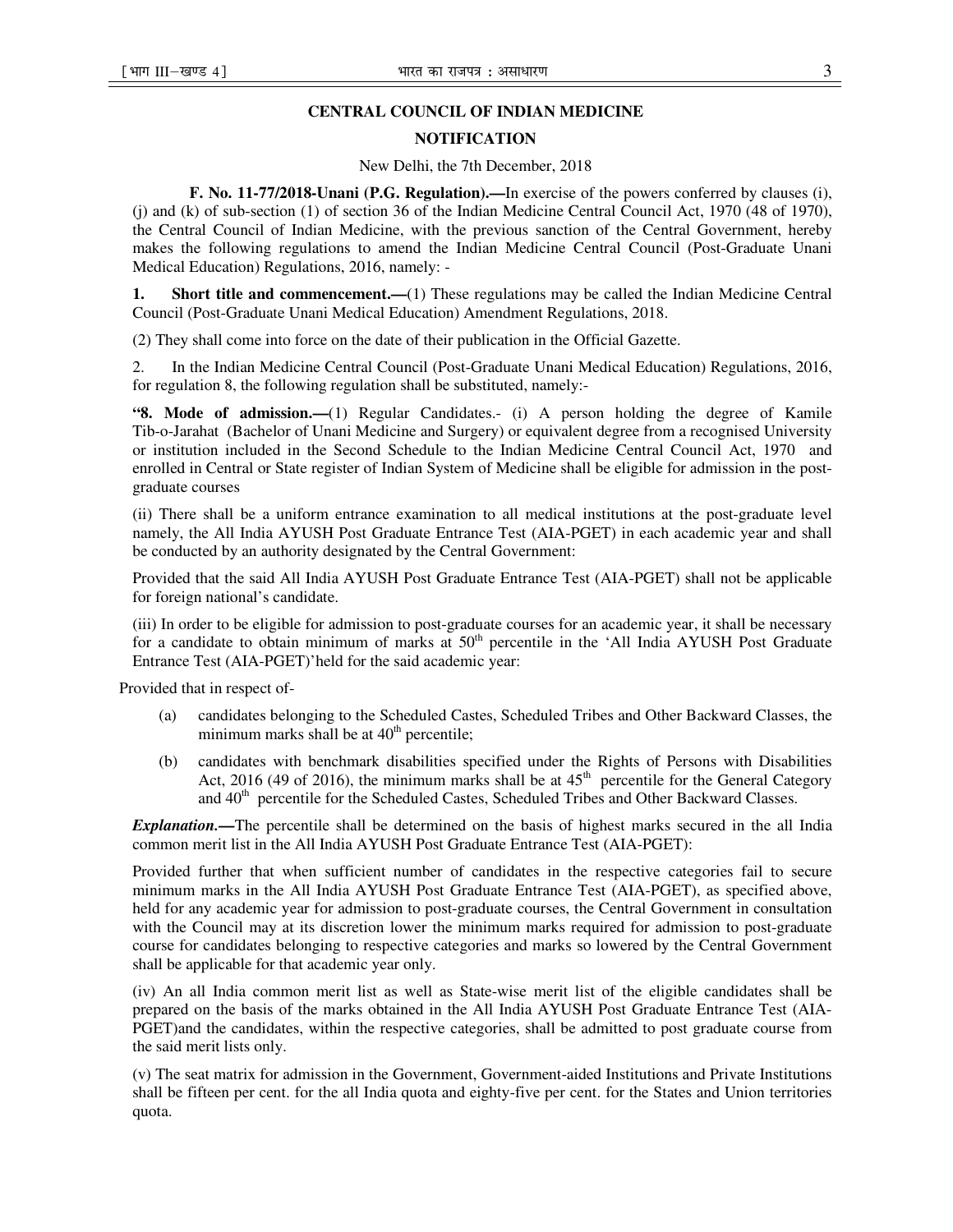## CENTRAL COUNCIL OF INDIAN MEDICINE

## NOTIFICATION

New Delhi, the 7th December, 2018

**F. No. 11-77/2018-Unani (P.G. Regulation).—**In exercise of the powers conferred by clauses (i), (j) and (k) of sub-section (1) of section 36 of the Indian Medicine Central Council Act, 1970 (48 of 1970), the Central Council of Indian Medicine, with the previous sanction of the Central Government, hereby makes the following regulations to amend the Indian Medicine Central Council (Post-Graduate Unani Medical Education) Regulations, 2016, namely: -

**1. Short title and commencement.—**(1) These regulations may be called the Indian Medicine Central Council (Post-Graduate Unani Medical Education) Amendment Regulations, 2018.

(2) They shall come into force on the date of their publication in the Official Gazette.

2. In the Indian Medicine Central Council (Post-Graduate Unani Medical Education) Regulations, 2016, for regulation 8, the following regulation shall be substituted, namely:-

**"8. Mode of admission.—**(1) Regular Candidates.- (i) A person holding the degree of Kamile Tib-o-Jarahat (Bachelor of Unani Medicine and Surgery) or equivalent degree from a recognised University or institution included in the Second Schedule to the Indian Medicine Central Council Act, 1970 and enrolled in Central or State register of Indian System of Medicine shall be eligible for admission in the post-graduate courses

(ii) There shall be a uniform entrance examination to all medical institutions at the post-graduate level namely, the All India AYUSH Post Graduate Entrance Test (AIA-PGET) in each academic year and shall be conducted by an authority designated by the Central Government:

Provided that the said All India AYUSH Post Graduate Entrance Test (AIA-PGET) shall not be applicable for foreign national's candidate.

(iii) In order to be eligible for admission to post-graduate courses for an academic year, it shall be necessary for a candidate to obtain minimum of marks at 50th percentile in the 'All India AYUSH Post Graduate Entrance Test (AIA-PGET)'held for the said academic year:

Provided that in respect of-

(a) candidates belonging to the Scheduled Castes, Scheduled Tribes and Other Backward Classes, the minimum marks shall be at 40th percentile;

(b) candidates with benchmark disabilities specified under the Rights of Persons with Disabilities Act, 2016 (49 of 2016), the minimum marks shall be at 45th percentile for the General Category and 40th percentile for the Scheduled Castes, Scheduled Tribes and Other Backward Classes.

***Explanation.*—**The percentile shall be determined on the basis of highest marks secured in the all India common merit list in the All India AYUSH Post Graduate Entrance Test (AIA-PGET):

Provided further that when sufficient number of candidates in the respective categories fail to secure minimum marks in the All India AYUSH Post Graduate Entrance Test (AIA-PGET), as specified above, held for any academic year for admission to post-graduate courses, the Central Government in consultation with the Council may at its discretion lower the minimum marks required for admission to post-graduate course for candidates belonging to respective categories and marks so lowered by the Central Government shall be applicable for that academic year only.

(iv) An all India common merit list as well as State-wise merit list of the eligible candidates shall be prepared on the basis of the marks obtained in the All India AYUSH Post Graduate Entrance Test (AIA-PGET)and the candidates, within the respective categories, shall be admitted to post graduate course from the said merit lists only.

(v) The seat matrix for admission in the Government, Government-aided Institutions and Private Institutions shall be fifteen per cent. for the all India quota and eighty-five per cent. for the States and Union territories quota.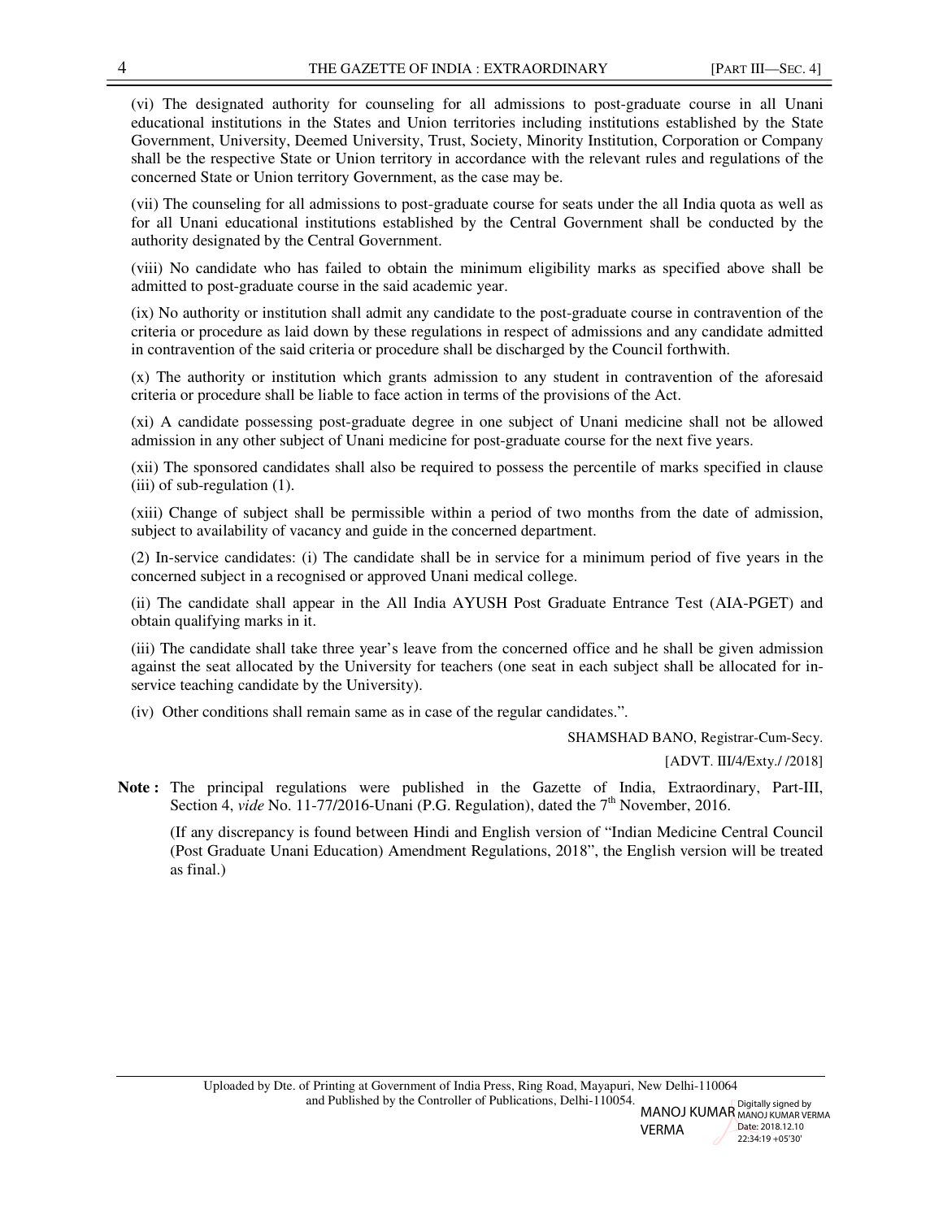(vi) The designated authority for counseling for all admissions to post-graduate course in all Unani educational institutions in the States and Union territories including institutions established by the State Government, University, Deemed University, Trust, Society, Minority Institution, Corporation or Company shall be the respective State or Union territory in accordance with the relevant rules and regulations of the concerned State or Union territory Government, as the case may be.

(vii) The counseling for all admissions to post-graduate course for seats under the all India quota as well as for all Unani educational institutions established by the Central Government shall be conducted by the authority designated by the Central Government.

(viii) No candidate who has failed to obtain the minimum eligibility marks as specified above shall be admitted to post-graduate course in the said academic year.

(ix) No authority or institution shall admit any candidate to the post-graduate course in contravention of the criteria or procedure as laid down by these regulations in respect of admissions and any candidate admitted in contravention of the said criteria or procedure shall be discharged by the Council forthwith.

(x) The authority or institution which grants admission to any student in contravention of the aforesaid criteria or procedure shall be liable to face action in terms of the provisions of the Act.

(xi) A candidate possessing post-graduate degree in one subject of Unani medicine shall not be allowed admission in any other subject of Unani medicine for post-graduate course for the next five years.

(xii) The sponsored candidates shall also be required to possess the percentile of marks specified in clause (iii) of sub-regulation (1).

(xiii) Change of subject shall be permissible within a period of two months from the date of admission, subject to availability of vacancy and guide in the concerned department.

(2) In-service candidates: (i) The candidate shall be in service for a minimum period of five years in the concerned subject in a recognised or approved Unani medical college.

(ii) The candidate shall appear in the All India AYUSH Post Graduate Entrance Test (AIA-PGET) and obtain qualifying marks in it.

(iii) The candidate shall take three year's leave from the concerned office and he shall be given admission against the seat allocated by the University for teachers (one seat in each subject shall be allocated for in-service teaching candidate by the University).

(iv) Other conditions shall remain same as in case of the regular candidates.".

SHAMSHAD BANO, Registrar-Cum-Secy.

[ADVT. III/4/Exty./ /2018]

**Note :** The principal regulations were published in the Gazette of India, Extraordinary, Part-III, Section 4, *vide* No. 11-77/2016-Unani (P.G. Regulation), dated the 7th November, 2016.

(If any discrepancy is found between Hindi and English version of "Indian Medicine Central Council (Post Graduate Unani Education) Amendment Regulations, 2018", the English version will be treated as final.)

Uploaded by Dte. of Printing at Government of India Press, Ring Road, Mayapuri, New Delhi-110064 and Published by the Controller of Publications, Delhi-110054.

MANOJ KUMAR VERMA Digitally signed by MANOJ KUMAR VERMA Date: 2018.12.10 22:34:19 +05'30'